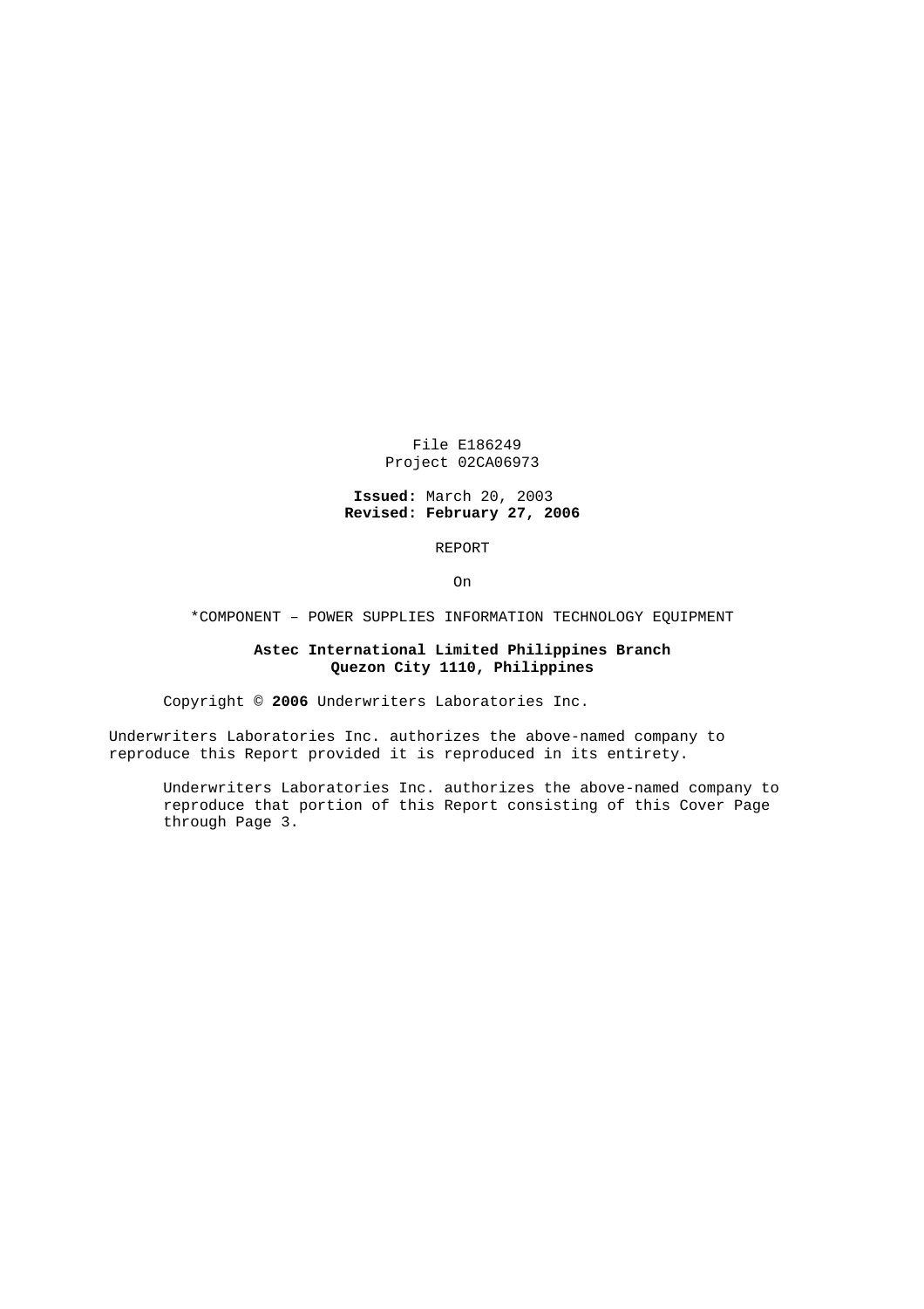File E186249
Project 02CA06973

**Issued:** March 20, 2003
**Revised: February 27, 2006**

REPORT

On

*COMPONENT – POWER SUPPLIES INFORMATION TECHNOLOGY EQUIPMENT

**Astec International Limited Philippines Branch**
**Quezon City 1110, Philippines**

Copyright © **2006** Underwriters Laboratories Inc.

Underwriters Laboratories Inc. authorizes the above-named company to reproduce this Report provided it is reproduced in its entirety.

Underwriters Laboratories Inc. authorizes the above-named company to reproduce that portion of this Report consisting of this Cover Page through Page 3.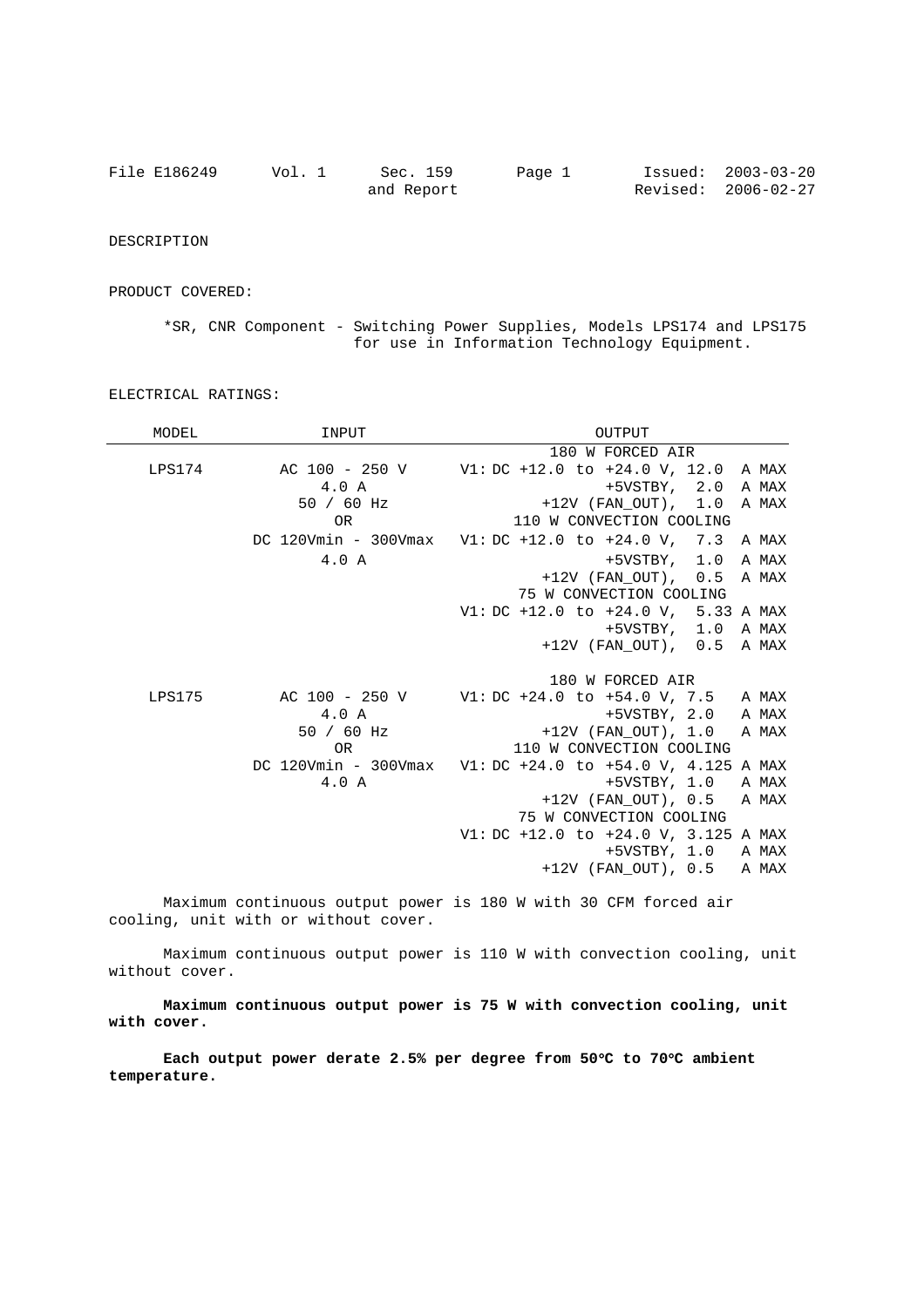File E186249 Vol. 1 Sec. 159 and Report Page 1 Issued: 2003-03-20 Revised: 2006-02-27

DESCRIPTION

PRODUCT COVERED:

*SR, CNR Component - Switching Power Supplies, Models LPS174 and LPS175 for use in Information Technology Equipment.

ELECTRICAL RATINGS:

| MODEL | INPUT | OUTPUT |
|---|---|---|
| | | 180 W FORCED AIR |
| LPS174 | AC 100 - 250 V | V1: DC +12.0 to +24.0 V, 12.0 A MAX |
| | 4.0 A | +5VSTBY, 2.0 A MAX |
| | 50 / 60 Hz | +12V (FAN_OUT), 1.0 A MAX |
| | OR | 110 W CONVECTION COOLING |
| | DC 120Vmin - 300Vmax | V1: DC +12.0 to +24.0 V, 7.3 A MAX |
| | 4.0 A | +5VSTBY, 1.0 A MAX |
| | | +12V (FAN_OUT), 0.5 A MAX |
| | | 75 W CONVECTION COOLING |
| | | V1: DC +12.0 to +24.0 V, 5.33 A MAX |
| | | +5VSTBY, 1.0 A MAX |
| | | +12V (FAN_OUT), 0.5 A MAX |
| | | 180 W FORCED AIR |
| LPS175 | AC 100 - 250 V | V1: DC +24.0 to +54.0 V, 7.5 A MAX |
| | 4.0 A | +5VSTBY, 2.0 A MAX |
| | 50 / 60 Hz | +12V (FAN_OUT), 1.0 A MAX |
| | OR | 110 W CONVECTION COOLING |
| | DC 120Vmin - 300Vmax | V1: DC +24.0 to +54.0 V, 4.125 A MAX |
| | 4.0 A | +5VSTBY, 1.0 A MAX |
| | | +12V (FAN_OUT), 0.5 A MAX |
| | | 75 W CONVECTION COOLING |
| | | V1: DC +12.0 to +24.0 V, 3.125 A MAX |
| | | +5VSTBY, 1.0 A MAX |
| | | +12V (FAN_OUT), 0.5 A MAX |

Maximum continuous output power is 180 W with 30 CFM forced air cooling, unit with or without cover.

Maximum continuous output power is 110 W with convection cooling, unit without cover.

**Maximum continuous output power is 75 W with convection cooling, unit with cover.**

**Each output power derate 2.5% per degree from 50°C to 70°C ambient temperature.**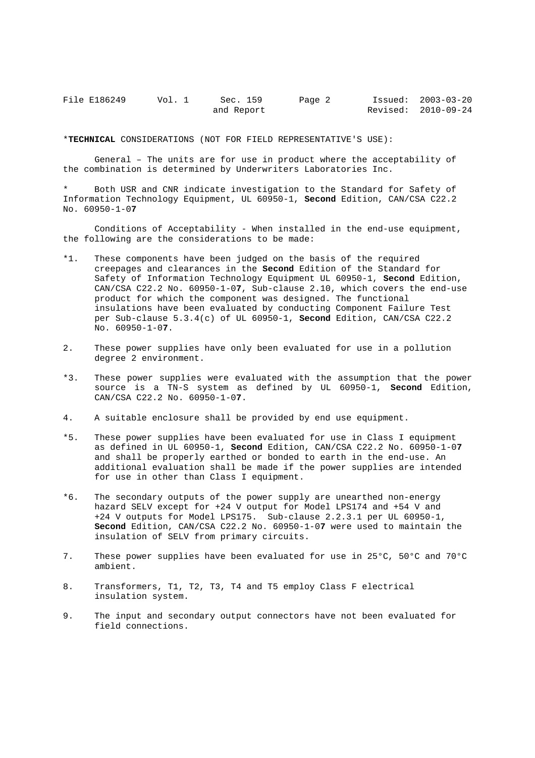*__TECHNICAL__ CONSIDERATIONS (NOT FOR FIELD REPRESENTATIVE'S USE):

General – The units are for use in product where the acceptability of the combination is determined by Underwriters Laboratories Inc.

* Both USR and CNR indicate investigation to the Standard for Safety of Information Technology Equipment, UL 60950-1, **Second** Edition, CAN/CSA C22.2 No. 60950-1-0**7**

Conditions of Acceptability - When installed in the end-use equipment, the following are the considerations to be made:

*1. These components have been judged on the basis of the required creepages and clearances in the **Second** Edition of the Standard for Safety of Information Technology Equipment UL 60950-1, **Second** Edition, CAN/CSA C22.2 No. 60950-1-0**7**, Sub-clause 2.10, which covers the end-use product for which the component was designed. The functional insulations have been evaluated by conducting Component Failure Test per Sub-clause 5.3.4(c) of UL 60950-1, **Second** Edition, CAN/CSA C22.2 No. 60950-1-0**7**.

2. These power supplies have only been evaluated for use in a pollution degree 2 environment.

*3. These power supplies were evaluated with the assumption that the power source is a TN-S system as defined by UL 60950-1, **Second** Edition, CAN/CSA C22.2 No. 60950-1-0**7**.

4. A suitable enclosure shall be provided by end use equipment.

*5. These power supplies have been evaluated for use in Class I equipment as defined in UL 60950-1, **Second** Edition, CAN/CSA C22.2 No. 60950-1-0**7** and shall be properly earthed or bonded to earth in the end-use. An additional evaluation shall be made if the power supplies are intended for use in other than Class I equipment.

*6. The secondary outputs of the power supply are unearthed non-energy hazard SELV except for +24 V output for Model LPS174 and +54 V and +24 V outputs for Model LPS175. Sub-clause 2.2.3.1 per UL 60950-1, **Second** Edition, CAN/CSA C22.2 No. 60950-1-0**7** were used to maintain the insulation of SELV from primary circuits.

7. These power supplies have been evaluated for use in 25°C, 50°C and 70°C ambient.

8. Transformers, T1, T2, T3, T4 and T5 employ Class F electrical insulation system.

9. The input and secondary output connectors have not been evaluated for field connections.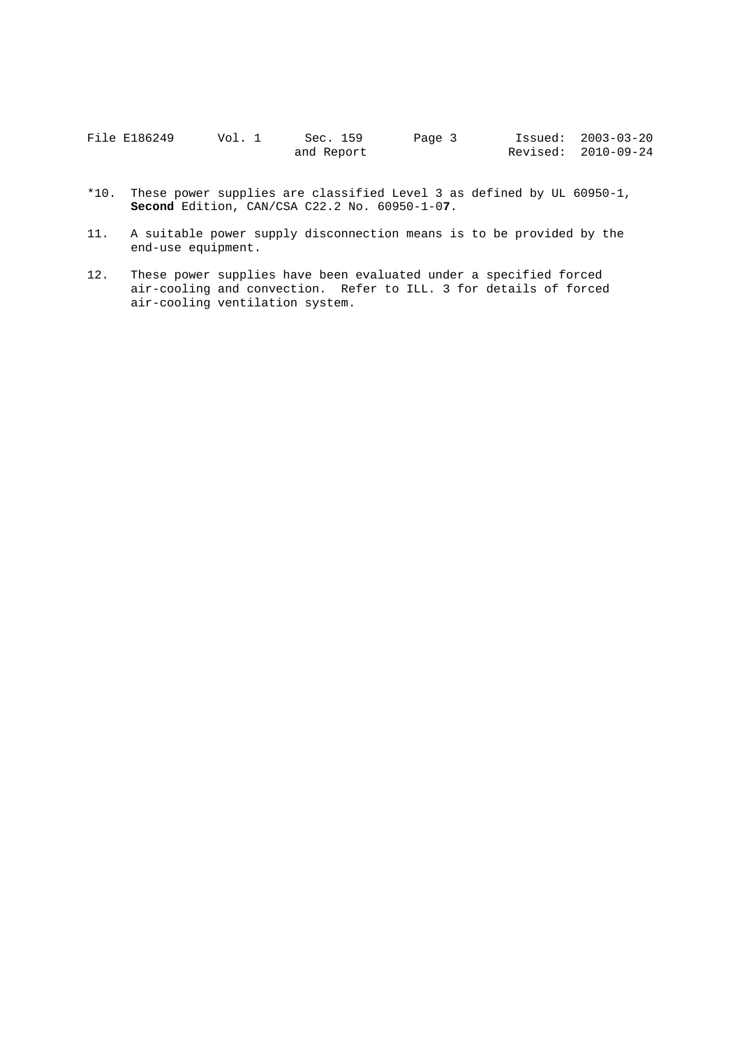*10. These power supplies are classified Level 3 as defined by UL 60950-1, **Second** Edition, CAN/CSA C22.2 No. 60950-1-0**7**.

11. A suitable power supply disconnection means is to be provided by the end-use equipment.

12. These power supplies have been evaluated under a specified forced air-cooling and convection. Refer to ILL. 3 for details of forced air-cooling ventilation system.